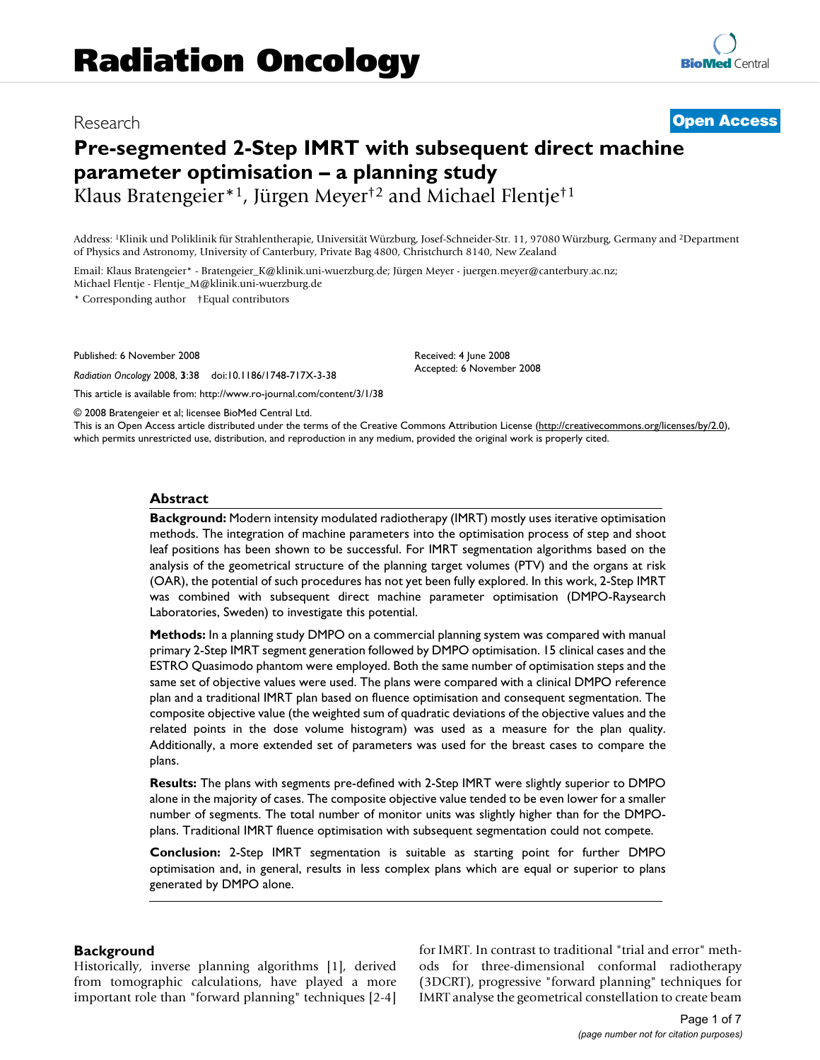Radiation Oncology

Research

Open Access

# Pre-segmented 2-Step IMRT with subsequent direct machine parameter optimisation – a planning study

Klaus Bratengeier*[1], Jürgen Meyer†[2] and Michael Flentje†[1]

Address: [1]Klinik und Poliklinik für Strahlentherapie, Universität Würzburg, Josef-Schneider-Str. 11, 97080 Würzburg, Germany and [2]Department of Physics and Astronomy, University of Canterbury, Private Bag 4800, Christchurch 8140, New Zealand

Email: Klaus Bratengeier* - Bratengeier_K@klinik.uni-wuerzburg.de; Jürgen Meyer - juergen.meyer@canterbury.ac.nz; Michael Flentje - Flentje_M@klinik.uni-wuerzburg.de

\* Corresponding author †Equal contributors

Published: 6 November 2008

*Radiation Oncology* 2008, **3**:38 doi:10.1186/1748-717X-3-38

Received: 4 June 2008

Accepted: 6 November 2008

This article is available from: http://www.ro-journal.com/content/3/1/38

© 2008 Bratengeier et al; licensee BioMed Central Ltd.

This is an Open Access article distributed under the terms of the Creative Commons Attribution License (http://creativecommons.org/licenses/by/2.0), which permits unrestricted use, distribution, and reproduction in any medium, provided the original work is properly cited.

## Abstract

**Background:** Modern intensity modulated radiotherapy (IMRT) mostly uses iterative optimisation methods. The integration of machine parameters into the optimisation process of step and shoot leaf positions has been shown to be successful. For IMRT segmentation algorithms based on the analysis of the geometrical structure of the planning target volumes (PTV) and the organs at risk (OAR), the potential of such procedures has not yet been fully explored. In this work, 2-Step IMRT was combined with subsequent direct machine parameter optimisation (DMPO-Raysearch Laboratories, Sweden) to investigate this potential.

**Methods:** In a planning study DMPO on a commercial planning system was compared with manual primary 2-Step IMRT segment generation followed by DMPO optimisation. 15 clinical cases and the ESTRO Quasimodo phantom were employed. Both the same number of optimisation steps and the same set of objective values were used. The plans were compared with a clinical DMPO reference plan and a traditional IMRT plan based on fluence optimisation and consequent segmentation. The composite objective value (the weighted sum of quadratic deviations of the objective values and the related points in the dose volume histogram) was used as a measure for the plan quality. Additionally, a more extended set of parameters was used for the breast cases to compare the plans.

**Results:** The plans with segments pre-defined with 2-Step IMRT were slightly superior to DMPO alone in the majority of cases. The composite objective value tended to be even lower for a smaller number of segments. The total number of monitor units was slightly higher than for the DMPO-plans. Traditional IMRT fluence optimisation with subsequent segmentation could not compete.

**Conclusion:** 2-Step IMRT segmentation is suitable as starting point for further DMPO optimisation and, in general, results in less complex plans which are equal or superior to plans generated by DMPO alone.

## Background

Historically, inverse planning algorithms [1], derived from tomographic calculations, have played a more important role than "forward planning" techniques [2-4] for IMRT. In contrast to traditional "trial and error" methods for three-dimensional conformal radiotherapy (3DCRT), progressive "forward planning" techniques for IMRT analyse the geometrical constellation to create beam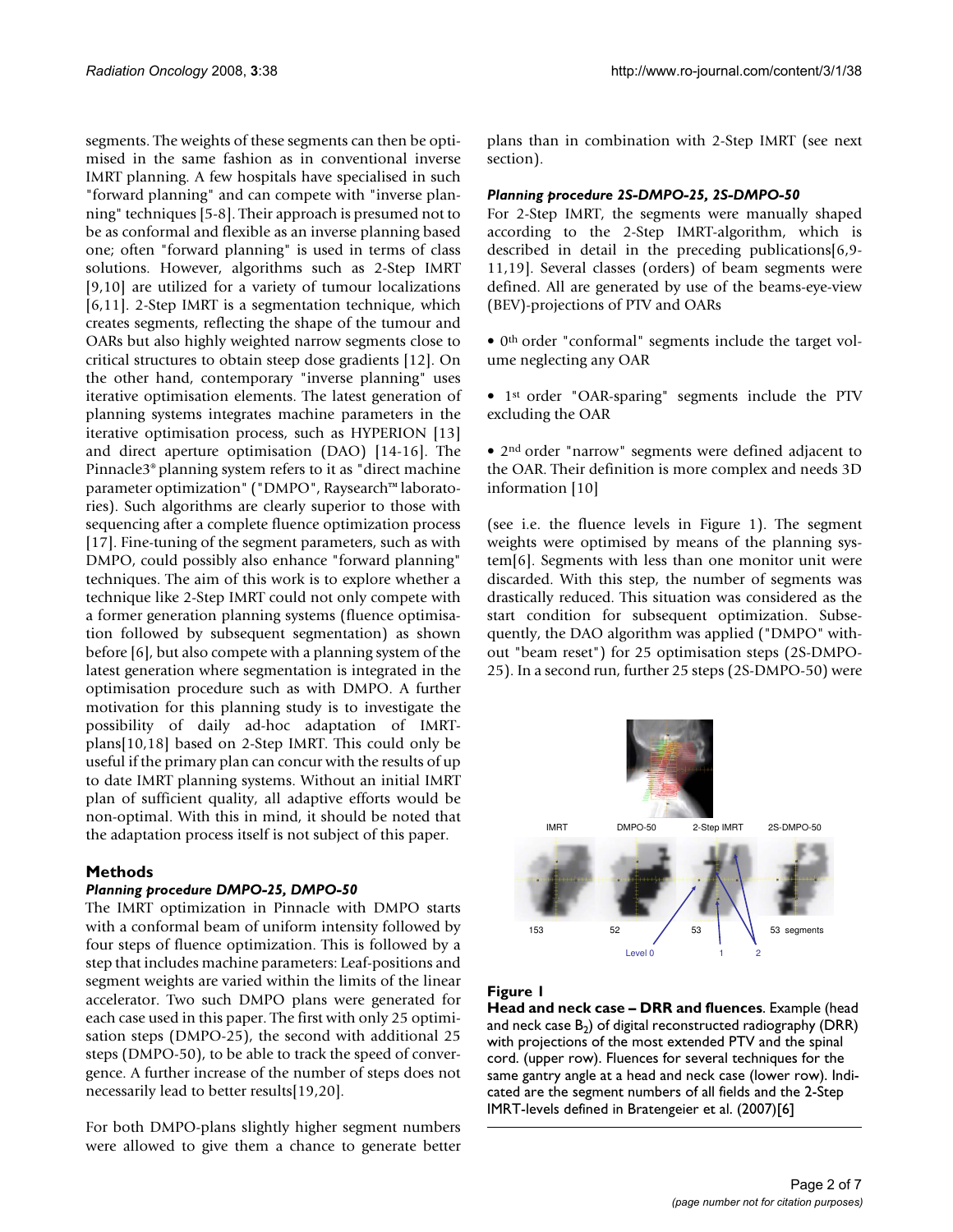segments. The weights of these segments can then be optimised in the same fashion as in conventional inverse IMRT planning. A few hospitals have specialised in such "forward planning" and can compete with "inverse planning" techniques [5-8]. Their approach is presumed not to be as conformal and flexible as an inverse planning based one; often "forward planning" is used in terms of class solutions. However, algorithms such as 2-Step IMRT [9,10] are utilized for a variety of tumour localizations [6,11]. 2-Step IMRT is a segmentation technique, which creates segments, reflecting the shape of the tumour and OARs but also highly weighted narrow segments close to critical structures to obtain steep dose gradients [12]. On the other hand, contemporary "inverse planning" uses iterative optimisation elements. The latest generation of planning systems integrates machine parameters in the iterative optimisation process, such as HYPERION [13] and direct aperture optimisation (DAO) [14-16]. The Pinnacle3® planning system refers to it as "direct machine parameter optimization" ("DMPO", Raysearch™ laboratories). Such algorithms are clearly superior to those with sequencing after a complete fluence optimization process [17]. Fine-tuning of the segment parameters, such as with DMPO, could possibly also enhance "forward planning" techniques. The aim of this work is to explore whether a technique like 2-Step IMRT could not only compete with a former generation planning systems (fluence optimisation followed by subsequent segmentation) as shown before [6], but also compete with a planning system of the latest generation where segmentation is integrated in the optimisation procedure such as with DMPO. A further motivation for this planning study is to investigate the possibility of daily ad-hoc adaptation of IMRT-plans[10,18] based on 2-Step IMRT. This could only be useful if the primary plan can concur with the results of up to date IMRT planning systems. Without an initial IMRT plan of sufficient quality, all adaptive efforts would be non-optimal. With this in mind, it should be noted that the adaptation process itself is not subject of this paper.

## Methods

### *Planning procedure DMPO-25, DMPO-50*

The IMRT optimization in Pinnacle with DMPO starts with a conformal beam of uniform intensity followed by four steps of fluence optimization. This is followed by a step that includes machine parameters: Leaf-positions and segment weights are varied within the limits of the linear accelerator. Two such DMPO plans were generated for each case used in this paper. The first with only 25 optimisation steps (DMPO-25), the second with additional 25 steps (DMPO-50), to be able to track the speed of convergence. A further increase of the number of steps does not necessarily lead to better results[19,20].

For both DMPO-plans slightly higher segment numbers were allowed to give them a chance to generate better plans than in combination with 2-Step IMRT (see next section).

### *Planning procedure 2S-DMPO-25, 2S-DMPO-50*

For 2-Step IMRT, the segments were manually shaped according to the 2-Step IMRT-algorithm, which is described in detail in the preceding publications[6,9-11,19]. Several classes (orders) of beam segments were defined. All are generated by use of the beams-eye-view (BEV)-projections of PTV and OARs

- 0[th] order "conformal" segments include the target volume neglecting any OAR
- 1[st] order "OAR-sparing" segments include the PTV excluding the OAR
- 2[nd] order "narrow" segments were defined adjacent to the OAR. Their definition is more complex and needs 3D information [10]

(see i.e. the fluence levels in Figure 1). The segment weights were optimised by means of the planning system[6]. Segments with less than one monitor unit were discarded. With this step, the number of segments was drastically reduced. This situation was considered as the start condition for subsequent optimization. Subsequently, the DAO algorithm was applied ("DMPO" without "beam reset") for 25 optimisation steps (2S-DMPO-25). In a second run, further 25 steps (2S-DMPO-50) were

**Figure 1**
**Head and neck case – DRR and fluences**. Example (head and neck case $B_2$) of digital reconstructed radiography (DRR) with projections of the most extended PTV and the spinal cord. (upper row). Fluences for several techniques for the same gantry angle at a head and neck case (lower row). Indicated are the segment numbers of all fields and the 2-Step IMRT-levels defined in Bratengeier et al. (2007)[6]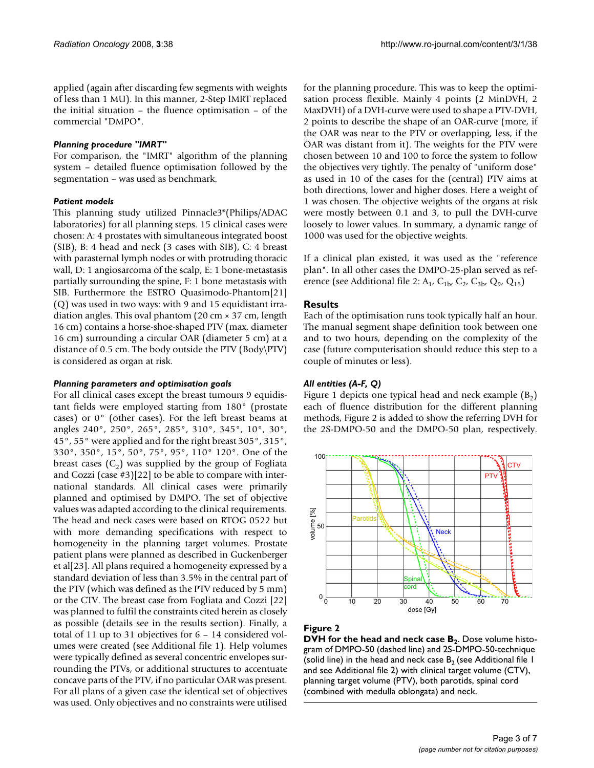applied (again after discarding few segments with weights of less than 1 MU). In this manner, 2-Step IMRT replaced the initial situation – the fluence optimisation – of the commercial "DMPO".

### *Planning procedure "IMRT"*

For comparison, the "IMRT" algorithm of the planning system – detailed fluence optimisation followed by the segmentation – was used as benchmark.

### *Patient models*

This planning study utilized Pinnacle3®(Philips/ADAC laboratories) for all planning steps. 15 clinical cases were chosen: A: 4 prostates with simultaneous integrated boost (SIB), B: 4 head and neck (3 cases with SIB), C: 4 breast with parasternal lymph nodes or with protruding thoracic wall, D: 1 angiosarcoma of the scalp, E: 1 bone-metastasis partially surrounding the spine, F: 1 bone metastasis with SIB. Furthermore the ESTRO Quasimodo-Phantom[21] (Q) was used in two ways: with 9 and 15 equidistant irradiation angles. This oval phantom (20 cm × 37 cm, length 16 cm) contains a horse-shoe-shaped PTV (max. diameter 16 cm) surrounding a circular OAR (diameter 5 cm) at a distance of 0.5 cm. The body outside the PTV (Body\PTV) is considered as organ at risk.

### *Planning parameters and optimisation goals*

For all clinical cases except the breast tumours 9 equidistant fields were employed starting from 180° (prostate cases) or 0° (other cases). For the left breast beams at angles 240°, 250°, 265°, 285°, 310°, 345°, 10°, 30°, 45°, 55° were applied and for the right breast 305°, 315°, 330°, 350°, 15°, 50°, 75°, 95°, 110° 120°. One of the breast cases ($C_2$) was supplied by the group of Fogliata and Cozzi (case #3)[22] to be able to compare with international standards. All clinical cases were primarily planned and optimised by DMPO. The set of objective values was adapted according to the clinical requirements. The head and neck cases were based on RTOG 0522 but with more demanding specifications with respect to homogeneity in the planning target volumes. Prostate patient plans were planned as described in Guckenberger et al[23]. All plans required a homogeneity expressed by a standard deviation of less than 3.5% in the central part of the PTV (which was defined as the PTV reduced by 5 mm) or the CTV. The breast case from Fogliata and Cozzi [22] was planned to fulfil the constraints cited herein as closely as possible (details see in the results section). Finally, a total of 11 up to 31 objectives for 6 – 14 considered volumes were created (see Additional file 1). Help volumes were typically defined as several concentric envelopes surrounding the PTVs, or additional structures to accentuate concave parts of the PTV, if no particular OAR was present. For all plans of a given case the identical set of objectives was used. Only objectives and no constraints were utilised for the planning procedure. This was to keep the optimisation process flexible. Mainly 4 points (2 MinDVH, 2 MaxDVH) of a DVH-curve were used to shape a PTV-DVH, 2 points to describe the shape of an OAR-curve (more, if the OAR was near to the PTV or overlapping, less, if the OAR was distant from it). The weights for the PTV were chosen between 10 and 100 to force the system to follow the objectives very tightly. The penalty of "uniform dose" as used in 10 of the cases for the (central) PTV aims at both directions, lower and higher doses. Here a weight of 1 was chosen. The objective weights of the organs at risk were mostly between 0.1 and 3, to pull the DVH-curve loosely to lower values. In summary, a dynamic range of 1000 was used for the objective weights.

If a clinical plan existed, it was used as the "reference plan". In all other cases the DMPO-25-plan served as reference (see Additional file 2: $A_1$, $C_{1b}$, $C_2$, $C_{3b}$, $Q_9$, $Q_{15}$)

## Results

Each of the optimisation runs took typically half an hour. The manual segment shape definition took between one and to two hours, depending on the complexity of the case (future computerisation should reduce this step to a couple of minutes or less).

### *All entities (A-F, Q)*

Figure 1 depicts one typical head and neck example ($B_2$) each of fluence distribution for the different planning methods, Figure 2 is added to show the referring DVH for the 2S-DMPO-50 and the DMPO-50 plan, respectively.

**Figure 2**

**DVH for the head and neck case $B_2$**. Dose volume histogram of DMPO-50 (dashed line) and 2S-DMPO-50-technique (solid line) in the head and neck case $B_2$ (see Additional file 1 and see Additional file 2) with clinical target volume (CTV), planning target volume (PTV), both parotids, spinal cord (combined with medulla oblongata) and neck.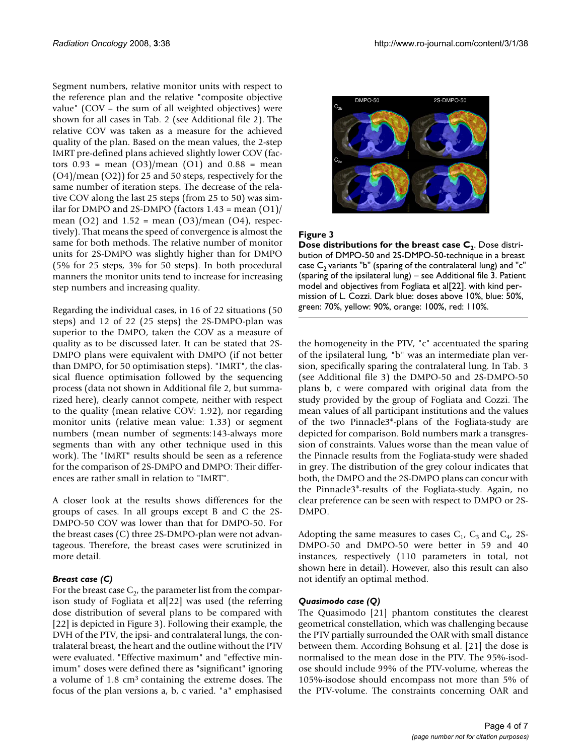Segment numbers, relative monitor units with respect to the reference plan and the relative "composite objective value" (COV – the sum of all weighted objectives) were shown for all cases in Tab. 2 (see Additional file 2). The relative COV was taken as a measure for the achieved quality of the plan. Based on the mean values, the 2-step IMRT pre-defined plans achieved slightly lower COV (factors 0.93 = mean (O3)/mean (O1) and 0.88 = mean (O4)/mean (O2)) for 25 and 50 steps, respectively for the same number of iteration steps. The decrease of the relative COV along the last 25 steps (from 25 to 50) was similar for DMPO and 2S-DMPO (factors 1.43 = mean (O1)/mean (O2) and 1.52 = mean (O3)/mean (O4), respectively). That means the speed of convergence is almost the same for both methods. The relative number of monitor units for 2S-DMPO was slightly higher than for DMPO (5% for 25 steps, 3% for 50 steps). In both procedural manners the monitor units tend to increase for increasing step numbers and increasing quality.

Regarding the individual cases, in 16 of 22 situations (50 steps) and 12 of 22 (25 steps) the 2S-DMPO-plan was superior to the DMPO, taken the COV as a measure of quality as to be discussed later. It can be stated that 2S-DMPO plans were equivalent with DMPO (if not better than DMPO, for 50 optimisation steps). "IMRT", the classical fluence optimisation followed by the sequencing process (data not shown in Additional file 2, but summarized here), clearly cannot compete, neither with respect to the quality (mean relative COV: 1.92), nor regarding monitor units (relative mean value: 1.33) or segment numbers (mean number of segments:143-always more segments than with any other technique used in this work). The "IMRT" results should be seen as a reference for the comparison of 2S-DMPO and DMPO: Their differences are rather small in relation to "IMRT".

A closer look at the results shows differences for the groups of cases. In all groups except B and C the 2S-DMPO-50 COV was lower than that for DMPO-50. For the breast cases (C) three 2S-DMPO-plan were not advantageous. Therefore, the breast cases were scrutinized in more detail.

### *Breast case (C)*

For the breast case $C_2$, the parameter list from the comparison study of Fogliata et al[22] was used (the referring dose distribution of several plans to be compared with [22] is depicted in Figure 3). Following their example, the DVH of the PTV, the ipsi- and contralateral lungs, the contralateral breast, the heart and the outline without the PTV were evaluated. "Effective maximum" and "effective minimum" doses were defined there as "significant" ignoring a volume of 1.8 cm³ containing the extreme doses. The focus of the plan versions a, b, c varied. "a" emphasised the homogeneity in the PTV, "c" accentuated the sparing of the ipsilateral lung, "b" was an intermediate plan version, specifically sparing the contralateral lung. In Tab. 3 (see Additional file 3) the DMPO-50 and 2S-DMPO-50 plans b, c were compared with original data from the study provided by the group of Fogliata and Cozzi. The mean values of all participant institutions and the values of the two Pinnacle3®-plans of the Fogliata-study are depicted for comparison. Bold numbers mark a transgression of constraints. Values worse than the mean value of the Pinnacle results from the Fogliata-study were shaded in grey. The distribution of the grey colour indicates that both, the DMPO and the 2S-DMPO plans can concur with the Pinnacle3®-results of the Fogliata-study. Again, no clear preference can be seen with respect to DMPO or 2S-DMPO.

**Figure 3**
**Dose distributions for the breast case $C_2$.** Dose distribution of DMPO-50 and 2S-DMPO-50-technique in a breast case $C_2$ variants "b" (sparing of the contralateral lung) and "c" (sparing of the ipsilateral lung) – see Additional file 3. Patient model and objectives from Fogliata et al[22]. with kind permission of L. Cozzi. Dark blue: doses above 10%, blue: 50%, green: 70%, yellow: 90%, orange: 100%, red: 110%.

Adopting the same measures to cases $C_1$, $C_3$ and $C_4$, 2S-DMPO-50 and DMPO-50 were better in 59 and 40 instances, respectively (110 parameters in total, not shown here in detail). However, also this result can also not identify an optimal method.

### *Quasimodo case (Q)*

The Quasimodo [21] phantom constitutes the clearest geometrical constellation, which was challenging because the PTV partially surrounded the OAR with small distance between them. According Bohsung et al. [21] the dose is normalised to the mean dose in the PTV. The 95%-isodose should include 99% of the PTV-volume, whereas the 105%-isodose should encompass not more than 5% of the PTV-volume. The constraints concerning OAR and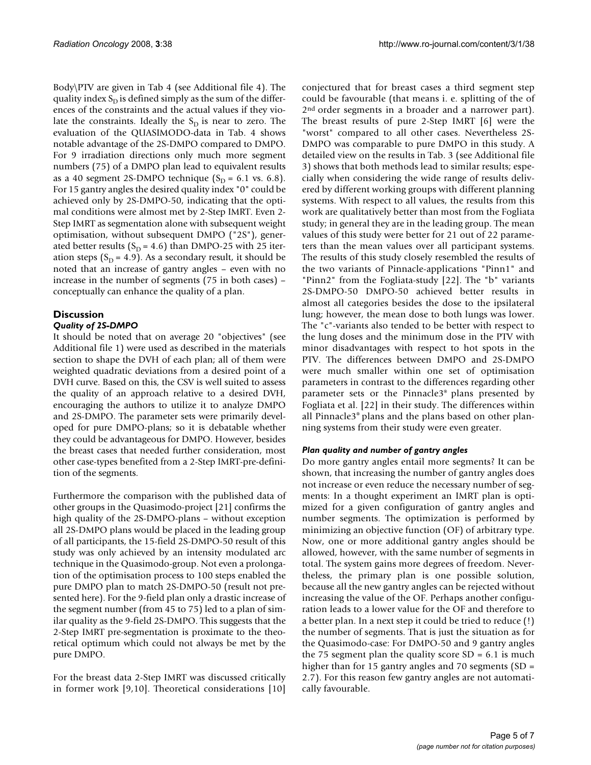Body\PTV are given in Tab 4 (see Additional file 4). The quality index $S_D$ is defined simply as the sum of the differences of the constraints and the actual values if they violate the constraints. Ideally the $S_D$ is near to zero. The evaluation of the QUASIMODO-data in Tab. 4 shows notable advantage of the 2S-DMPO compared to DMPO. For 9 irradiation directions only much more segment numbers (75) of a DMPO plan lead to equivalent results as a 40 segment 2S-DMPO technique ($S_D$ = 6.1 vs. 6.8). For 15 gantry angles the desired quality index "0" could be achieved only by 2S-DMPO-50, indicating that the optimal conditions were almost met by 2-Step IMRT. Even 2-Step IMRT as segmentation alone with subsequent weight optimisation, without subsequent DMPO ("2S"), generated better results ($S_D$ = 4.6) than DMPO-25 with 25 iteration steps ($S_D$ = 4.9). As a secondary result, it should be noted that an increase of gantry angles – even with no increase in the number of segments (75 in both cases) – conceptually can enhance the quality of a plan.

## Discussion

### *Quality of 2S-DMPO*

It should be noted that on average 20 "objectives" (see Additional file 1) were used as described in the materials section to shape the DVH of each plan; all of them were weighted quadratic deviations from a desired point of a DVH curve. Based on this, the CSV is well suited to assess the quality of an approach relative to a desired DVH, encouraging the authors to utilize it to analyze DMPO and 2S-DMPO. The parameter sets were primarily developed for pure DMPO-plans; so it is debatable whether they could be advantageous for DMPO. However, besides the breast cases that needed further consideration, most other case-types benefited from a 2-Step IMRT-pre-definition of the segments.

Furthermore the comparison with the published data of other groups in the Quasimodo-project [21] confirms the high quality of the 2S-DMPO-plans – without exception all 2S-DMPO plans would be placed in the leading group of all participants, the 15-field 2S-DMPO-50 result of this study was only achieved by an intensity modulated arc technique in the Quasimodo-group. Not even a prolongation of the optimisation process to 100 steps enabled the pure DMPO plan to match 2S-DMPO-50 (result not presented here). For the 9-field plan only a drastic increase of the segment number (from 45 to 75) led to a plan of similar quality as the 9-field 2S-DMPO. This suggests that the 2-Step IMRT pre-segmentation is proximate to the theoretical optimum which could not always be met by the pure DMPO.

For the breast data 2-Step IMRT was discussed critically in former work [9,10]. Theoretical considerations [10] conjectured that for breast cases a third segment step could be favourable (that means i. e. splitting of the of 2nd order segments in a broader and a narrower part). The breast results of pure 2-Step IMRT [6] were the "worst" compared to all other cases. Nevertheless 2S-DMPO was comparable to pure DMPO in this study. A detailed view on the results in Tab. 3 (see Additional file 3) shows that both methods lead to similar results; especially when considering the wide range of results delivered by different working groups with different planning systems. With respect to all values, the results from this work are qualitatively better than most from the Fogliata study; in general they are in the leading group. The mean values of this study were better for 21 out of 22 parameters than the mean values over all participant systems. The results of this study closely resembled the results of the two variants of Pinnacle-applications "Pinn1" and "Pinn2" from the Fogliata-study [22]. The "b" variants 2S-DMPO-50 DMPO-50 achieved better results in almost all categories besides the dose to the ipsilateral lung; however, the mean dose to both lungs was lower. The "c"-variants also tended to be better with respect to the lung doses and the minimum dose in the PTV with minor disadvantages with respect to hot spots in the PTV. The differences between DMPO and 2S-DMPO were much smaller within one set of optimisation parameters in contrast to the differences regarding other parameter sets or the Pinnacle3® plans presented by Fogliata et al. [22] in their study. The differences within all Pinnacle3® plans and the plans based on other planning systems from their study were even greater.

### *Plan quality and number of gantry angles*

Do more gantry angles entail more segments? It can be shown, that increasing the number of gantry angles does not increase or even reduce the necessary number of segments: In a thought experiment an IMRT plan is optimized for a given configuration of gantry angles and number segments. The optimization is performed by minimizing an objective function (OF) of arbitrary type. Now, one or more additional gantry angles should be allowed, however, with the same number of segments in total. The system gains more degrees of freedom. Nevertheless, the primary plan is one possible solution, because all the new gantry angles can be rejected without increasing the value of the OF. Perhaps another configuration leads to a lower value for the OF and therefore to a better plan. In a next step it could be tried to reduce (!) the number of segments. That is just the situation as for the Quasimodo-case: For DMPO-50 and 9 gantry angles the 75 segment plan the quality score SD = 6.1 is much higher than for 15 gantry angles and 70 segments (SD = 2.7). For this reason few gantry angles are not automatically favourable.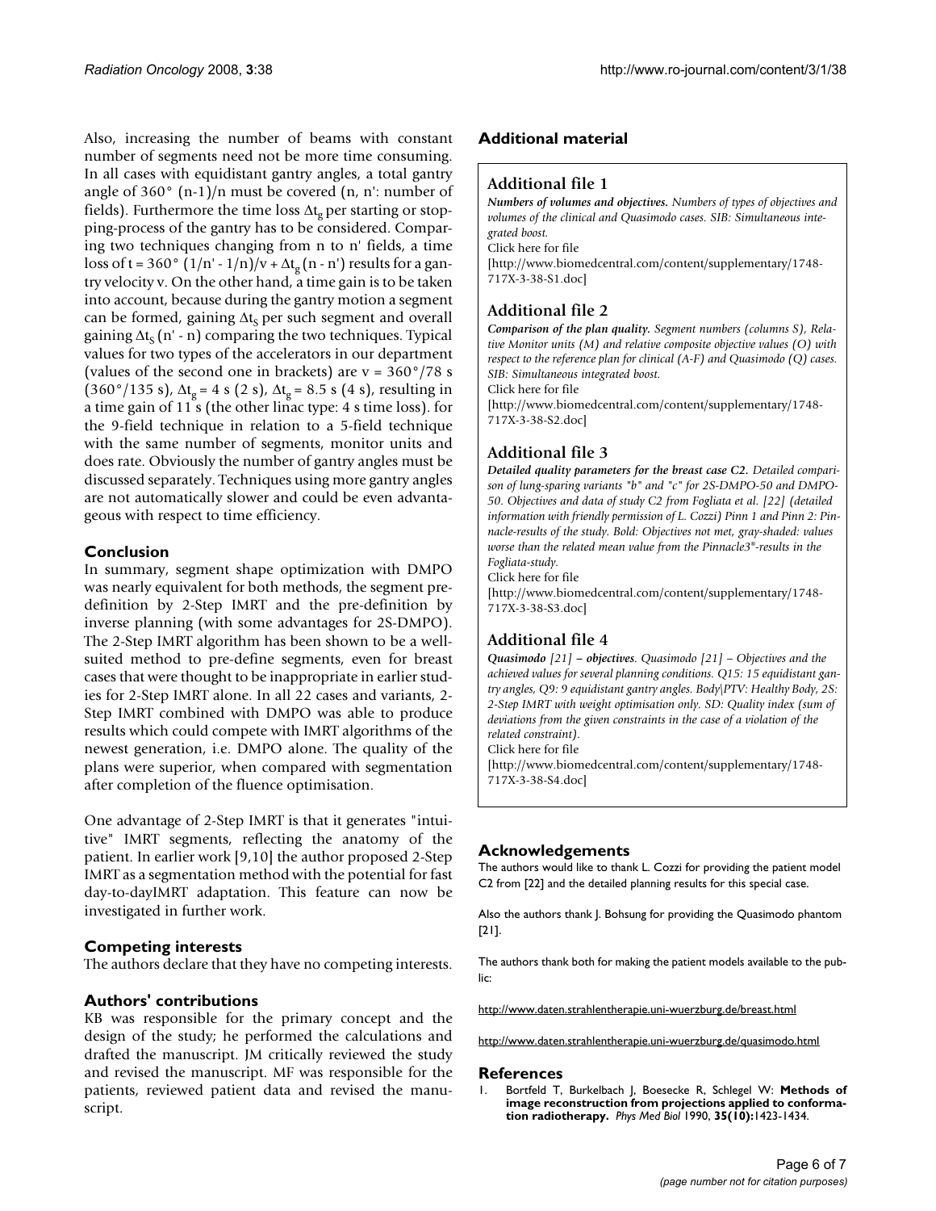Also, increasing the number of beams with constant number of segments need not be more time consuming. In all cases with equidistant gantry angles, a total gantry angle of 360° (n-1)/n must be covered (n, n': number of fields). Furthermore the time loss $\Delta t_g$ per starting or stopping-process of the gantry has to be considered. Comparing two techniques changing from n to n' fields, a time loss of $t = 360°\ (1/n' - 1/n)/v + \Delta t_g (n - n')$ results for a gantry velocity v. On the other hand, a time gain is to be taken into account, because during the gantry motion a segment can be formed, gaining $\Delta t_S$ per such segment and overall gaining $\Delta t_S (n' - n)$ comparing the two techniques. Typical values for two types of the accelerators in our department (values of the second one in brackets) are v = 360°/78 s (360°/135 s), $\Delta t_g$ = 4 s (2 s), $\Delta t_g$ = 8.5 s (4 s), resulting in a time gain of 11 s (the other linac type: 4 s time loss). for the 9-field technique in relation to a 5-field technique with the same number of segments, monitor units and does rate. Obviously the number of gantry angles must be discussed separately. Techniques using more gantry angles are not automatically slower and could be even advantageous with respect to time efficiency.

## Conclusion

In summary, segment shape optimization with DMPO was nearly equivalent for both methods, the segment predefinition by 2-Step IMRT and the pre-definition by inverse planning (with some advantages for 2S-DMPO). The 2-Step IMRT algorithm has been shown to be a well-suited method to pre-define segments, even for breast cases that were thought to be inappropriate in earlier studies for 2-Step IMRT alone. In all 22 cases and variants, 2-Step IMRT combined with DMPO was able to produce results which could compete with IMRT algorithms of the newest generation, i.e. DMPO alone. The quality of the plans were superior, when compared with segmentation after completion of the fluence optimisation.

One advantage of 2-Step IMRT is that it generates "intuitive" IMRT segments, reflecting the anatomy of the patient. In earlier work [9,10] the author proposed 2-Step IMRT as a segmentation method with the potential for fast day-to-dayIMRT adaptation. This feature can now be investigated in further work.

## Competing interests

The authors declare that they have no competing interests.

## Authors' contributions

KB was responsible for the primary concept and the design of the study; he performed the calculations and drafted the manuscript. JM critically reviewed the study and revised the manuscript. MF was responsible for the patients, reviewed patient data and revised the manuscript.

## Additional material

### Additional file 1

***Numbers of volumes and objectives.*** *Numbers of types of objectives and volumes of the clinical and Quasimodo cases. SIB: Simultaneous integrated boost.*
Click here for file
[http://www.biomedcentral.com/content/supplementary/1748-717X-3-38-S1.doc]

### Additional file 2

***Comparison of the plan quality.*** *Segment numbers (columns S), Relative Monitor units (M) and relative composite objective values (O) with respect to the reference plan for clinical (A-F) and Quasimodo (Q) cases. SIB: Simultaneous integrated boost.*
Click here for file
[http://www.biomedcentral.com/content/supplementary/1748-717X-3-38-S2.doc]

### Additional file 3

***Detailed quality parameters for the breast case C2.*** *Detailed comparison of lung-sparing variants "b" and "c" for 2S-DMPO-50 and DMPO-50. Objectives and data of study C2 from Fogliata et al. [22] (detailed information with friendly permission of L. Cozzi) Pinn 1 and Pinn 2: Pinnacle-results of the study. Bold: Objectives not met, gray-shaded: values worse than the related mean value from the Pinnacle3®-results in the Fogliata-study.*
Click here for file
[http://www.biomedcentral.com/content/supplementary/1748-717X-3-38-S3.doc]

### Additional file 4

***Quasimodo** [21] **– objectives.*** *Quasimodo [21] – Objectives and the achieved values for several planning conditions. Q15: 15 equidistant gantry angles, Q9: 9 equidistant gantry angles. Body\PTV: Healthy Body, 2S: 2-Step IMRT with weight optimisation only. SD: Quality index (sum of deviations from the given constraints in the case of a violation of the related constraint).*
Click here for file
[http://www.biomedcentral.com/content/supplementary/1748-717X-3-38-S4.doc]

## Acknowledgements

The authors would like to thank L. Cozzi for providing the patient model C2 from [22] and the detailed planning results for this special case.

Also the authors thank J. Bohsung for providing the Quasimodo phantom [21].

The authors thank both for making the patient models available to the public:

http://www.daten.strahlentherapie.uni-wuerzburg.de/breast.html

http://www.daten.strahlentherapie.uni-wuerzburg.de/quasimodo.html

## References

1. Bortfeld T, Burkelbach J, Boesecke R, Schlegel W: **Methods of image reconstruction from projections applied to conformation radiotherapy.** *Phys Med Biol* 1990, **35(10):**1423-1434.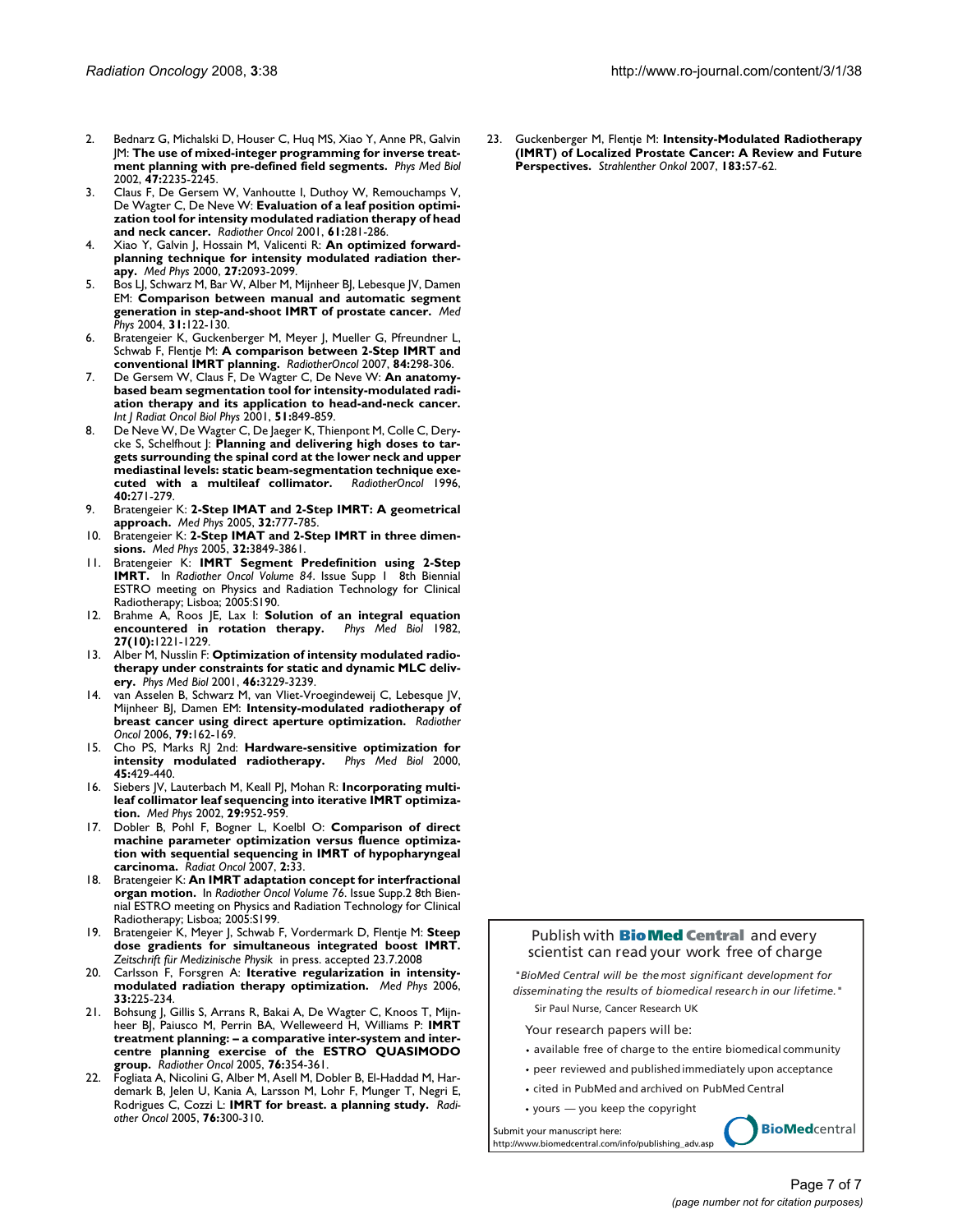2. Bednarz G, Michalski D, Houser C, Huq MS, Xiao Y, Anne PR, Galvin JM: **The use of mixed-integer programming for inverse treatment planning with pre-defined field segments.** *Phys Med Biol* 2002, **47:**2235-2245.
3. Claus F, De Gersem W, Vanhoutte I, Duthoy W, Remouchamps V, De Wagter C, De Neve W: **Evaluation of a leaf position optimization tool for intensity modulated radiation therapy of head and neck cancer.** *Radiother Oncol* 2001, **61:**281-286.
4. Xiao Y, Galvin J, Hossain M, Valicenti R: **An optimized forward-planning technique for intensity modulated radiation therapy.** *Med Phys* 2000, **27:**2093-2099.
5. Bos LJ, Schwarz M, Bar W, Alber M, Mijnheer BJ, Lebesque JV, Damen EM: **Comparison between manual and automatic segment generation in step-and-shoot IMRT of prostate cancer.** *Med Phys* 2004, **31:**122-130.
6. Bratengeier K, Guckenberger M, Meyer J, Mueller G, Pfreundner L, Schwab F, Flentje M: **A comparison between 2-Step IMRT and conventional IMRT planning.** *RadiotherOncol* 2007, **84:**298-306.
7. De Gersem W, Claus F, De Wagter C, De Neve W: **An anatomy-based beam segmentation tool for intensity-modulated radiation therapy and its application to head-and-neck cancer.** *Int J Radiat Oncol Biol Phys* 2001, **51:**849-859.
8. De Neve W, De Wagter C, De Jaeger K, Thienpont M, Colle C, Derycke S, Schelfhout J: **Planning and delivering high doses to targets surrounding the spinal cord at the lower neck and upper mediastinal levels: static beam-segmentation technique executed with a multileaf collimator.** *RadiotherOncol* 1996, **40:**271-279.
9. Bratengeier K: **2-Step IMAT and 2-Step IMRT: A geometrical approach.** *Med Phys* 2005, **32:**777-785.
10. Bratengeier K: **2-Step IMAT and 2-Step IMRT in three dimensions.** *Med Phys* 2005, **32:**3849-3861.
11. Bratengeier K: **IMRT Segment Predefinition using 2-Step IMRT.** In *Radiother Oncol Volume 84*. Issue Supp 1 8th Biennial ESTRO meeting on Physics and Radiation Technology for Clinical Radiotherapy; Lisboa; 2005:S190.
12. Brahme A, Roos JE, Lax I: **Solution of an integral equation encountered in rotation therapy.** *Phys Med Biol* 1982, **27(10):**1221-1229.
13. Alber M, Nusslin F: **Optimization of intensity modulated radiotherapy under constraints for static and dynamic MLC delivery.** *Phys Med Biol* 2001, **46:**3229-3239.
14. van Asselen B, Schwarz M, van Vliet-Vroegindeweij C, Lebesque JV, Mijnheer BJ, Damen EM: **Intensity-modulated radiotherapy of breast cancer using direct aperture optimization.** *Radiother Oncol* 2006, **79:**162-169.
15. Cho PS, Marks RJ 2nd: **Hardware-sensitive optimization for intensity modulated radiotherapy.** *Phys Med Biol* 2000, **45:**429-440.
16. Siebers JV, Lauterbach M, Keall PJ, Mohan R: **Incorporating multileaf collimator leaf sequencing into iterative IMRT optimization.** *Med Phys* 2002, **29:**952-959.
17. Dobler B, Pohl F, Bogner L, Koelbl O: **Comparison of direct machine parameter optimization versus fluence optimization with sequential sequencing in IMRT of hypopharyngeal carcinoma.** *Radiat Oncol* 2007, **2:**33.
18. Bratengeier K: **An IMRT adaptation concept for interfractional organ motion.** In *Radiother Oncol Volume 76*. Issue Supp.2 8th Biennial ESTRO meeting on Physics and Radiation Technology for Clinical Radiotherapy; Lisboa; 2005:S199.
19. Bratengeier K, Meyer J, Schwab F, Vordermark D, Flentje M: **Steep dose gradients for simultaneous integrated boost IMRT.** *Zeitschrift für Medizinische Physik* in press. accepted 23.7.2008
20. Carlsson F, Forsgren A: **Iterative regularization in intensity-modulated radiation therapy optimization.** *Med Phys* 2006, **33:**225-234.
21. Bohsung J, Gillis S, Arrans R, Bakai A, De Wagter C, Knoos T, Mijnheer BJ, Paiusco M, Perrin BA, Welleweerd H, Williams P: **IMRT treatment planning: – a comparative inter-system and inter-centre planning exercise of the ESTRO QUASIMODO group.** *Radiother Oncol* 2005, **76:**354-361.
22. Fogliata A, Nicolini G, Alber M, Asell M, Dobler B, El-Haddad M, Hardemark B, Jelen U, Kania A, Larsson M, Lohr F, Munger T, Negri E, Rodrigues C, Cozzi L: **IMRT for breast. a planning study.** *Radiother Oncol* 2005, **76:**300-310.
23. Guckenberger M, Flentje M: **Intensity-Modulated Radiotherapy (IMRT) of Localized Prostate Cancer: A Review and Future Perspectives.** *Strahlenther Onkol* 2007, **183:**57-62.